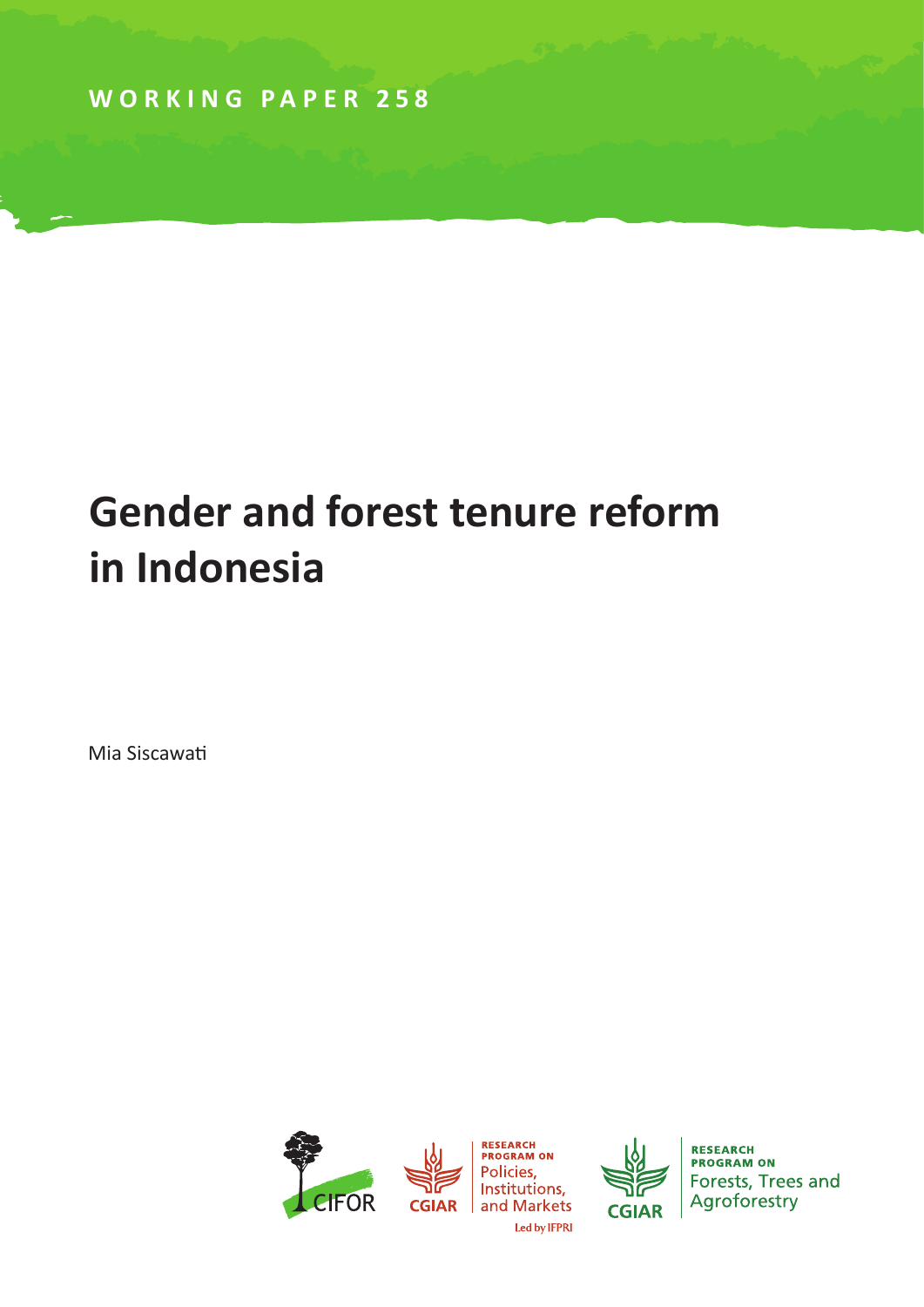WORKING PAPER 258

# Gender and forest tenure reform in Indonesia

Mia Siscawati

CIFOR

CGIAR RESEARCH PROGRAM ON Policies, Institutions, and Markets Led by IFPRI

CGIAR RESEARCH PROGRAM ON Forests, Trees and Agroforestry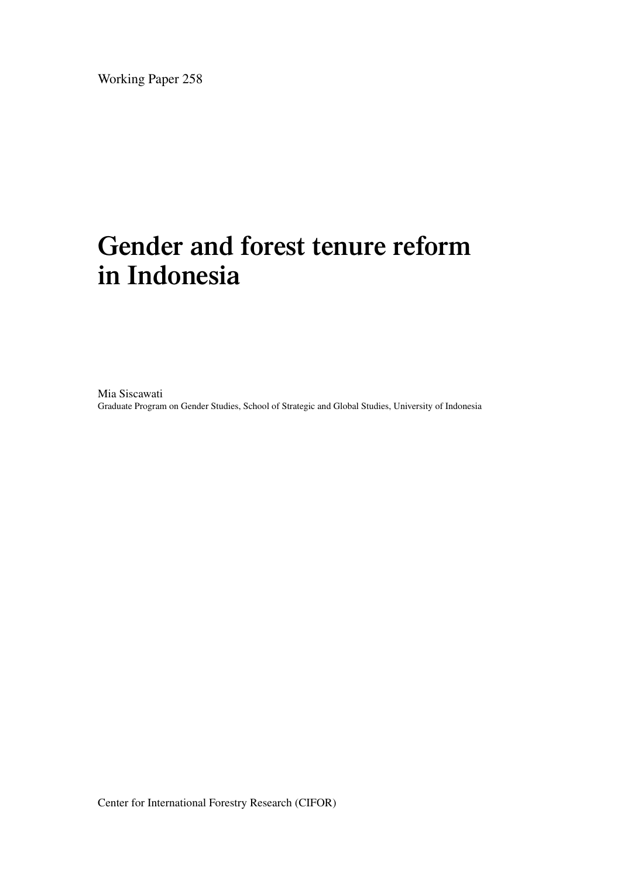Working Paper 258

# Gender and forest tenure reform in Indonesia

Mia Siscawati

Graduate Program on Gender Studies, School of Strategic and Global Studies, University of Indonesia

Center for International Forestry Research (CIFOR)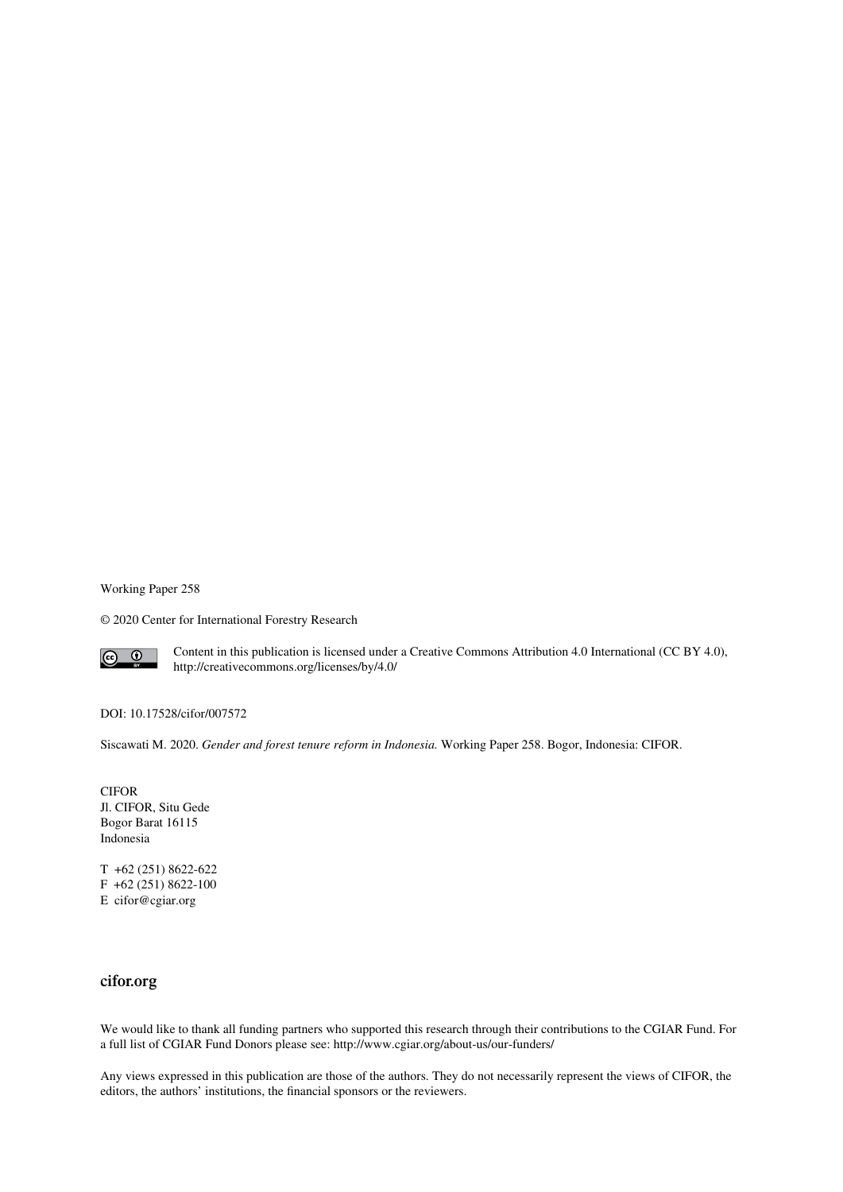Working Paper 258

© 2020 Center for International Forestry Research

Content in this publication is licensed under a Creative Commons Attribution 4.0 International (CC BY 4.0), http://creativecommons.org/licenses/by/4.0/

DOI: 10.17528/cifor/007572

Siscawati M. 2020. *Gender and forest tenure reform in Indonesia.* Working Paper 258. Bogor, Indonesia: CIFOR.

CIFOR
Jl. CIFOR, Situ Gede
Bogor Barat 16115
Indonesia

T +62 (251) 8622-622
F +62 (251) 8622-100
E cifor@cgiar.org

**cifor.org**

We would like to thank all funding partners who supported this research through their contributions to the CGIAR Fund. For a full list of CGIAR Fund Donors please see: http://www.cgiar.org/about-us/our-funders/

Any views expressed in this publication are those of the authors. They do not necessarily represent the views of CIFOR, the editors, the authors' institutions, the financial sponsors or the reviewers.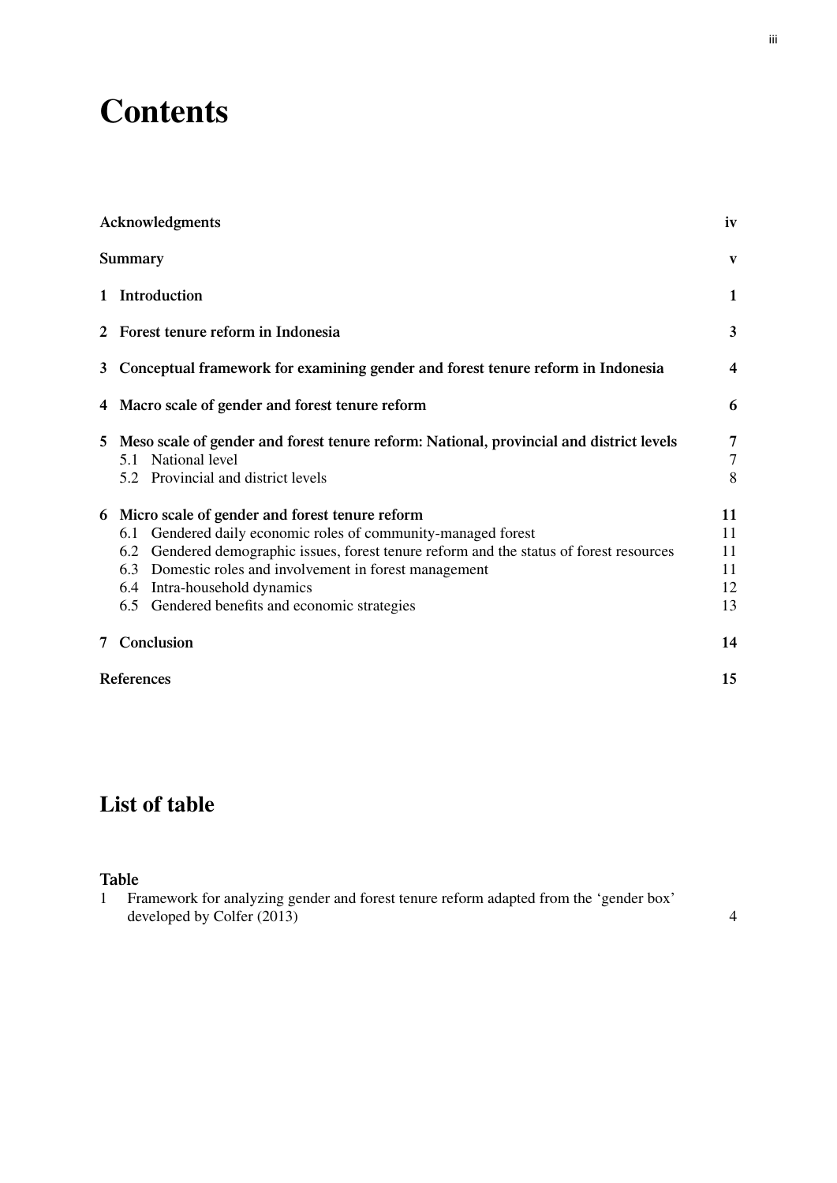# Contents

| | |
|---|---|
| **Acknowledgments** | **iv** |
| **Summary** | **v** |
| **1 Introduction** | **1** |
| **2 Forest tenure reform in Indonesia** | **3** |
| **3 Conceptual framework for examining gender and forest tenure reform in Indonesia** | **4** |
| **4 Macro scale of gender and forest tenure reform** | **6** |
| **5 Meso scale of gender and forest tenure reform: National, provincial and district levels** | **7** |
| 5.1 National level | 7 |
| 5.2 Provincial and district levels | 8 |
| **6 Micro scale of gender and forest tenure reform** | **11** |
| 6.1 Gendered daily economic roles of community-managed forest | 11 |
| 6.2 Gendered demographic issues, forest tenure reform and the status of forest resources | 11 |
| 6.3 Domestic roles and involvement in forest management | 11 |
| 6.4 Intra-household dynamics | 12 |
| 6.5 Gendered benefits and economic strategies | 13 |
| **7 Conclusion** | **14** |
| **References** | **15** |

## List of table

### Table

| | | |
|---|---|---|
| 1 | Framework for analyzing gender and forest tenure reform adapted from the 'gender box' developed by Colfer (2013) | 4 |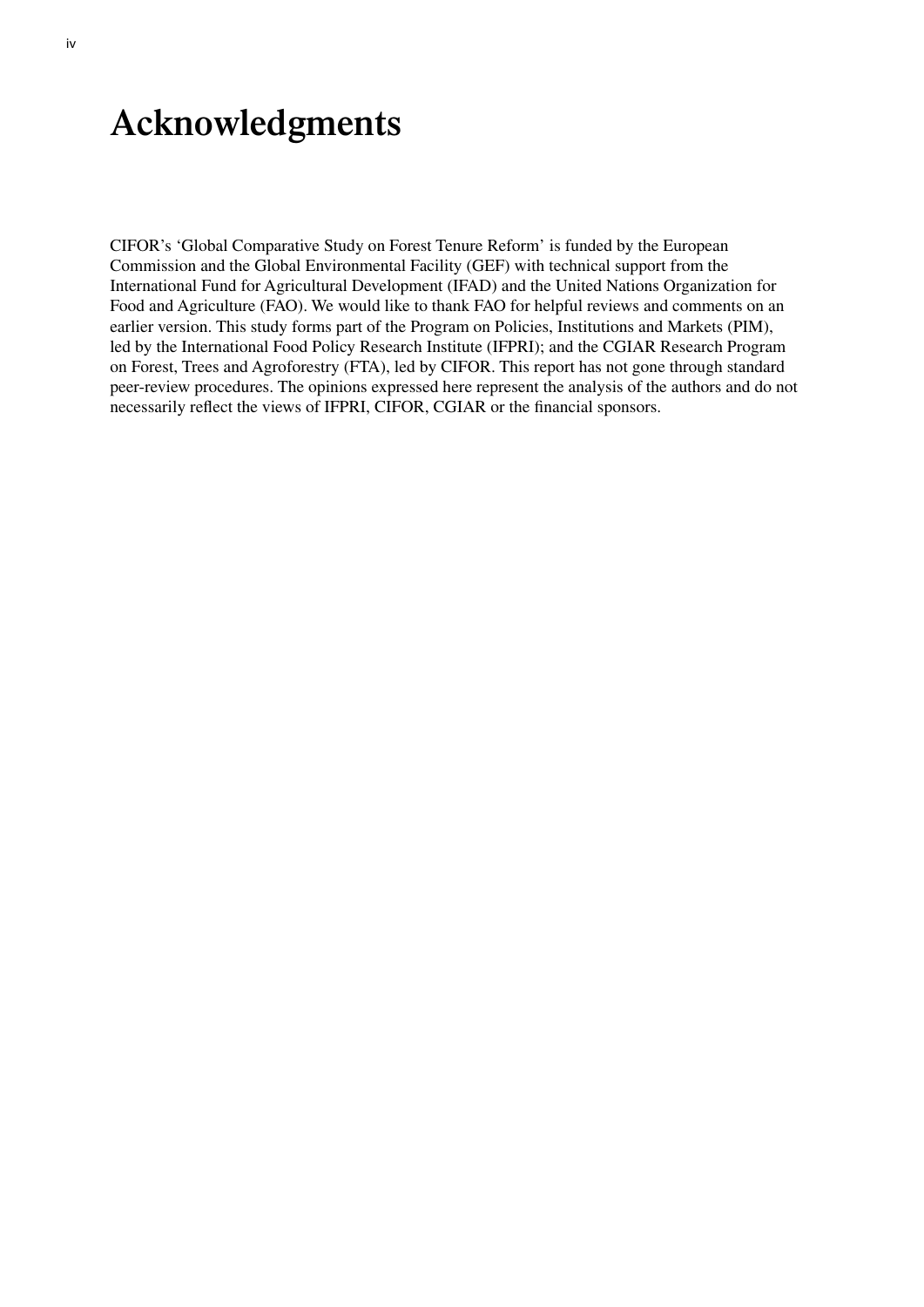# Acknowledgments

CIFOR's 'Global Comparative Study on Forest Tenure Reform' is funded by the European Commission and the Global Environmental Facility (GEF) with technical support from the International Fund for Agricultural Development (IFAD) and the United Nations Organization for Food and Agriculture (FAO). We would like to thank FAO for helpful reviews and comments on an earlier version. This study forms part of the Program on Policies, Institutions and Markets (PIM), led by the International Food Policy Research Institute (IFPRI); and the CGIAR Research Program on Forest, Trees and Agroforestry (FTA), led by CIFOR. This report has not gone through standard peer-review procedures. The opinions expressed here represent the analysis of the authors and do not necessarily reflect the views of IFPRI, CIFOR, CGIAR or the financial sponsors.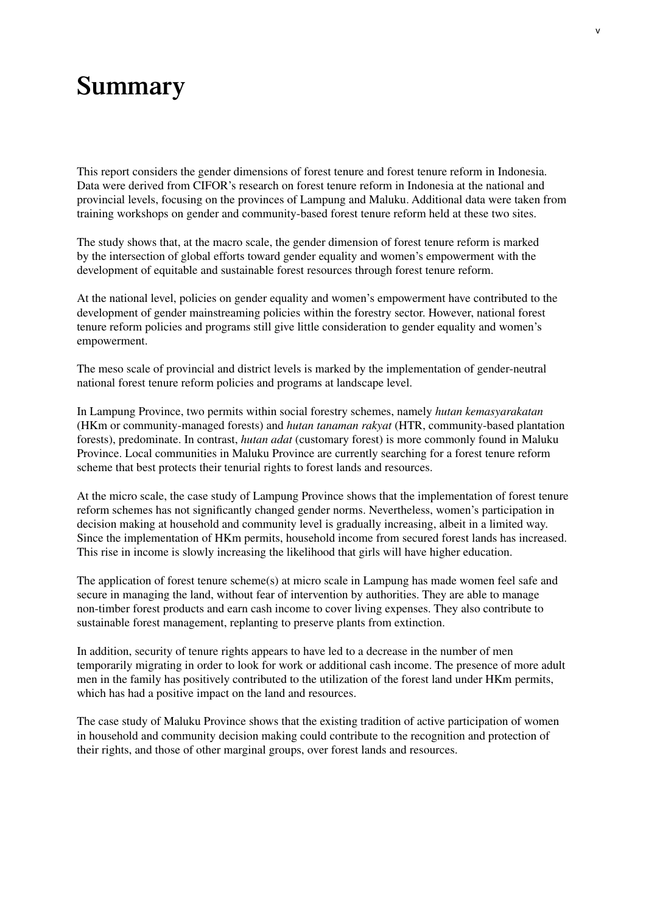# Summary

This report considers the gender dimensions of forest tenure and forest tenure reform in Indonesia. Data were derived from CIFOR's research on forest tenure reform in Indonesia at the national and provincial levels, focusing on the provinces of Lampung and Maluku. Additional data were taken from training workshops on gender and community-based forest tenure reform held at these two sites.

The study shows that, at the macro scale, the gender dimension of forest tenure reform is marked by the intersection of global efforts toward gender equality and women's empowerment with the development of equitable and sustainable forest resources through forest tenure reform.

At the national level, policies on gender equality and women's empowerment have contributed to the development of gender mainstreaming policies within the forestry sector. However, national forest tenure reform policies and programs still give little consideration to gender equality and women's empowerment.

The meso scale of provincial and district levels is marked by the implementation of gender-neutral national forest tenure reform policies and programs at landscape level.

In Lampung Province, two permits within social forestry schemes, namely *hutan kemasyarakatan* (HKm or community-managed forests) and *hutan tanaman rakyat* (HTR, community-based plantation forests), predominate. In contrast, *hutan adat* (customary forest) is more commonly found in Maluku Province. Local communities in Maluku Province are currently searching for a forest tenure reform scheme that best protects their tenurial rights to forest lands and resources.

At the micro scale, the case study of Lampung Province shows that the implementation of forest tenure reform schemes has not significantly changed gender norms. Nevertheless, women's participation in decision making at household and community level is gradually increasing, albeit in a limited way. Since the implementation of HKm permits, household income from secured forest lands has increased. This rise in income is slowly increasing the likelihood that girls will have higher education.

The application of forest tenure scheme(s) at micro scale in Lampung has made women feel safe and secure in managing the land, without fear of intervention by authorities. They are able to manage non-timber forest products and earn cash income to cover living expenses. They also contribute to sustainable forest management, replanting to preserve plants from extinction.

In addition, security of tenure rights appears to have led to a decrease in the number of men temporarily migrating in order to look for work or additional cash income. The presence of more adult men in the family has positively contributed to the utilization of the forest land under HKm permits, which has had a positive impact on the land and resources.

The case study of Maluku Province shows that the existing tradition of active participation of women in household and community decision making could contribute to the recognition and protection of their rights, and those of other marginal groups, over forest lands and resources.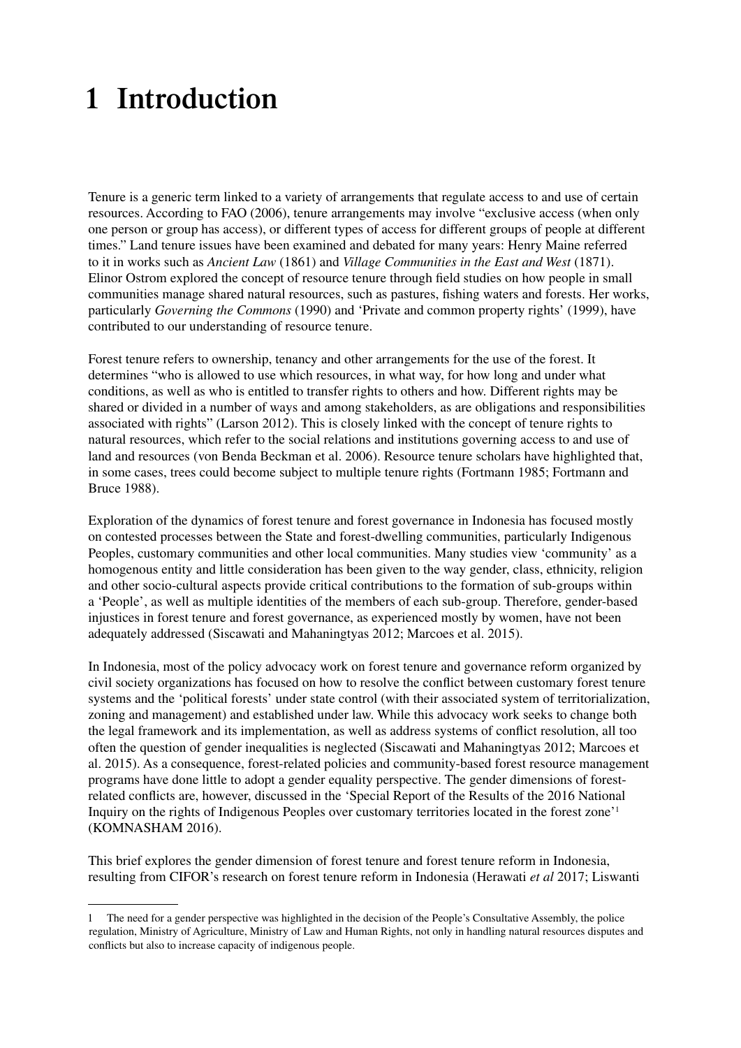# 1 Introduction

Tenure is a generic term linked to a variety of arrangements that regulate access to and use of certain resources. According to FAO (2006), tenure arrangements may involve "exclusive access (when only one person or group has access), or different types of access for different groups of people at different times." Land tenure issues have been examined and debated for many years: Henry Maine referred to it in works such as *Ancient Law* (1861) and *Village Communities in the East and West* (1871). Elinor Ostrom explored the concept of resource tenure through field studies on how people in small communities manage shared natural resources, such as pastures, fishing waters and forests. Her works, particularly *Governing the Commons* (1990) and 'Private and common property rights' (1999), have contributed to our understanding of resource tenure.

Forest tenure refers to ownership, tenancy and other arrangements for the use of the forest. It determines "who is allowed to use which resources, in what way, for how long and under what conditions, as well as who is entitled to transfer rights to others and how. Different rights may be shared or divided in a number of ways and among stakeholders, as are obligations and responsibilities associated with rights" (Larson 2012). This is closely linked with the concept of tenure rights to natural resources, which refer to the social relations and institutions governing access to and use of land and resources (von Benda Beckman et al. 2006). Resource tenure scholars have highlighted that, in some cases, trees could become subject to multiple tenure rights (Fortmann 1985; Fortmann and Bruce 1988).

Exploration of the dynamics of forest tenure and forest governance in Indonesia has focused mostly on contested processes between the State and forest-dwelling communities, particularly Indigenous Peoples, customary communities and other local communities. Many studies view 'community' as a homogenous entity and little consideration has been given to the way gender, class, ethnicity, religion and other socio-cultural aspects provide critical contributions to the formation of sub-groups within a 'People', as well as multiple identities of the members of each sub-group. Therefore, gender-based injustices in forest tenure and forest governance, as experienced mostly by women, have not been adequately addressed (Siscawati and Mahaningtyas 2012; Marcoes et al. 2015).

In Indonesia, most of the policy advocacy work on forest tenure and governance reform organized by civil society organizations has focused on how to resolve the conflict between customary forest tenure systems and the 'political forests' under state control (with their associated system of territorialization, zoning and management) and established under law. While this advocacy work seeks to change both the legal framework and its implementation, as well as address systems of conflict resolution, all too often the question of gender inequalities is neglected (Siscawati and Mahaningtyas 2012; Marcoes et al. 2015). As a consequence, forest-related policies and community-based forest resource management programs have done little to adopt a gender equality perspective. The gender dimensions of forest-related conflicts are, however, discussed in the 'Special Report of the Results of the 2016 National Inquiry on the rights of Indigenous Peoples over customary territories located in the forest zone'[1] (KOMNASHAM 2016).

This brief explores the gender dimension of forest tenure and forest tenure reform in Indonesia, resulting from CIFOR's research on forest tenure reform in Indonesia (Herawati *et al* 2017; Liswanti

1 The need for a gender perspective was highlighted in the decision of the People's Consultative Assembly, the police regulation, Ministry of Agriculture, Ministry of Law and Human Rights, not only in handling natural resources disputes and conflicts but also to increase capacity of indigenous people.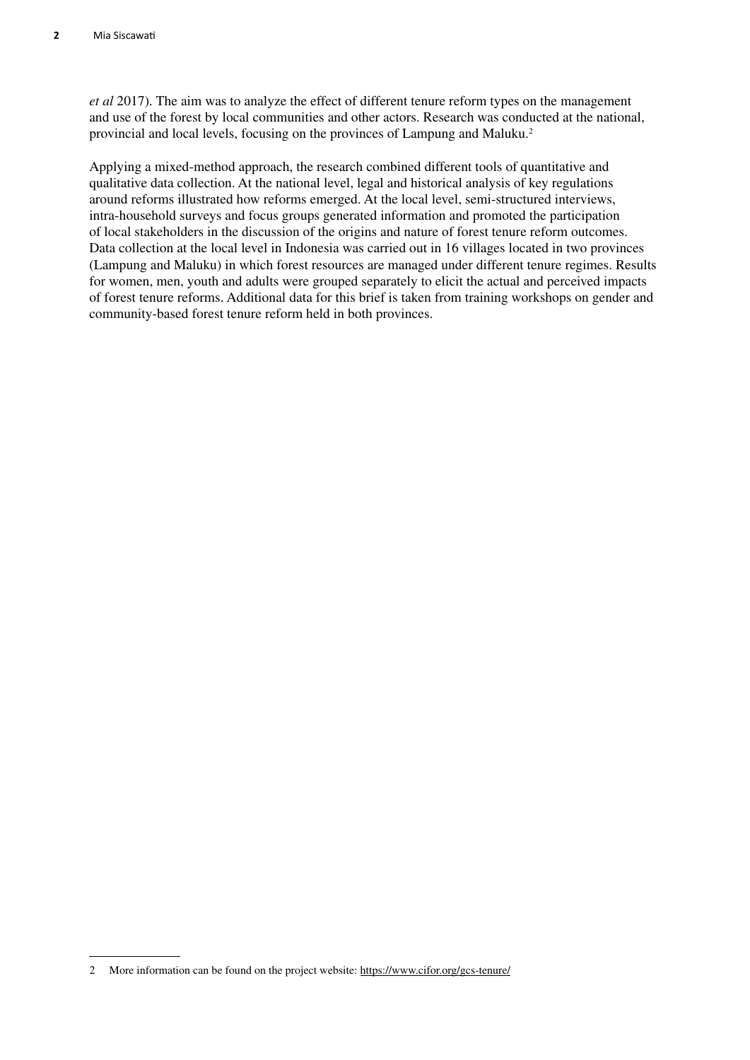*et al* 2017). The aim was to analyze the effect of different tenure reform types on the management and use of the forest by local communities and other actors. Research was conducted at the national, provincial and local levels, focusing on the provinces of Lampung and Maluku.[2]

Applying a mixed-method approach, the research combined different tools of quantitative and qualitative data collection. At the national level, legal and historical analysis of key regulations around reforms illustrated how reforms emerged. At the local level, semi-structured interviews, intra-household surveys and focus groups generated information and promoted the participation of local stakeholders in the discussion of the origins and nature of forest tenure reform outcomes. Data collection at the local level in Indonesia was carried out in 16 villages located in two provinces (Lampung and Maluku) in which forest resources are managed under different tenure regimes. Results for women, men, youth and adults were grouped separately to elicit the actual and perceived impacts of forest tenure reforms. Additional data for this brief is taken from training workshops on gender and community-based forest tenure reform held in both provinces.

---

2 More information can be found on the project website: https://www.cifor.org/gcs-tenure/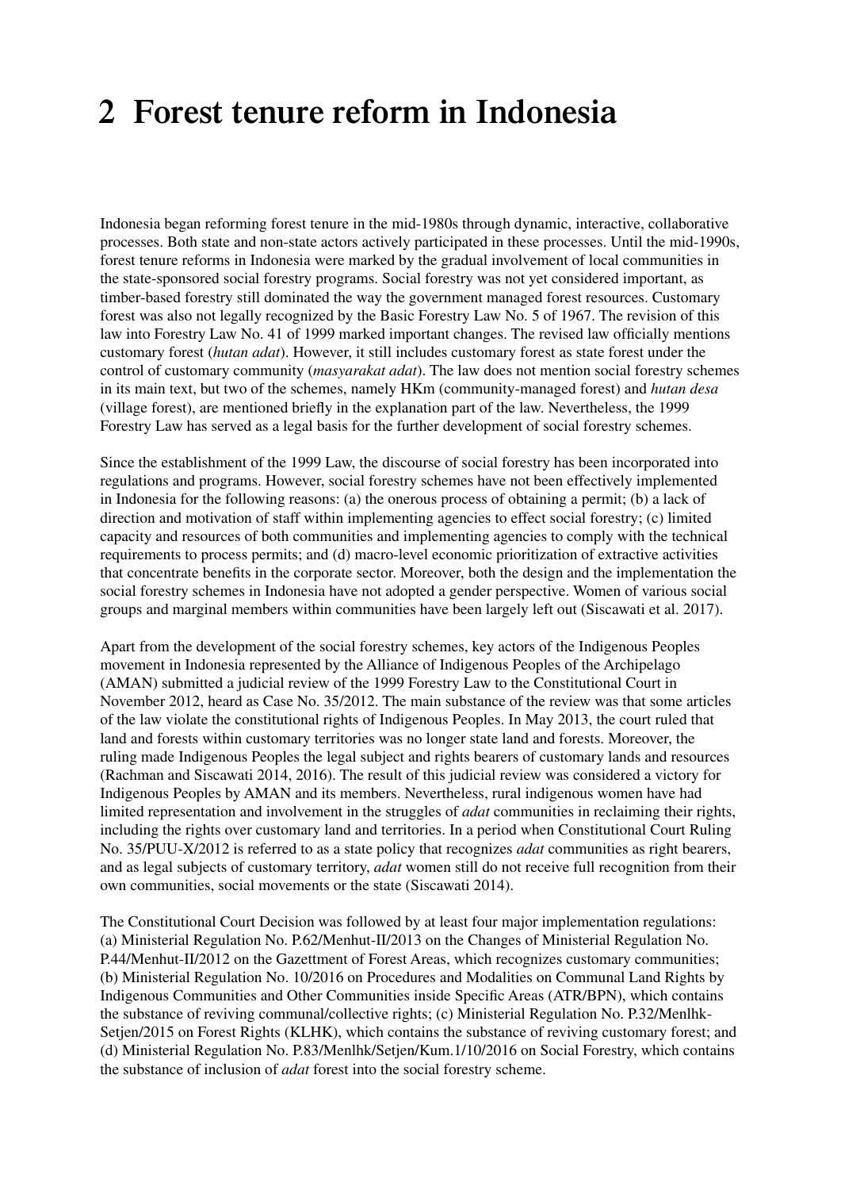# 2 Forest tenure reform in Indonesia

Indonesia began reforming forest tenure in the mid-1980s through dynamic, interactive, collaborative processes. Both state and non-state actors actively participated in these processes. Until the mid-1990s, forest tenure reforms in Indonesia were marked by the gradual involvement of local communities in the state-sponsored social forestry programs. Social forestry was not yet considered important, as timber-based forestry still dominated the way the government managed forest resources. Customary forest was also not legally recognized by the Basic Forestry Law No. 5 of 1967. The revision of this law into Forestry Law No. 41 of 1999 marked important changes. The revised law officially mentions customary forest (*hutan adat*). However, it still includes customary forest as state forest under the control of customary community (*masyarakat adat*). The law does not mention social forestry schemes in its main text, but two of the schemes, namely HKm (community-managed forest) and *hutan desa* (village forest), are mentioned briefly in the explanation part of the law. Nevertheless, the 1999 Forestry Law has served as a legal basis for the further development of social forestry schemes.

Since the establishment of the 1999 Law, the discourse of social forestry has been incorporated into regulations and programs. However, social forestry schemes have not been effectively implemented in Indonesia for the following reasons: (a) the onerous process of obtaining a permit; (b) a lack of direction and motivation of staff within implementing agencies to effect social forestry; (c) limited capacity and resources of both communities and implementing agencies to comply with the technical requirements to process permits; and (d) macro-level economic prioritization of extractive activities that concentrate benefits in the corporate sector. Moreover, both the design and the implementation the social forestry schemes in Indonesia have not adopted a gender perspective. Women of various social groups and marginal members within communities have been largely left out (Siscawati et al. 2017).

Apart from the development of the social forestry schemes, key actors of the Indigenous Peoples movement in Indonesia represented by the Alliance of Indigenous Peoples of the Archipelago (AMAN) submitted a judicial review of the 1999 Forestry Law to the Constitutional Court in November 2012, heard as Case No. 35/2012. The main substance of the review was that some articles of the law violate the constitutional rights of Indigenous Peoples. In May 2013, the court ruled that land and forests within customary territories was no longer state land and forests. Moreover, the ruling made Indigenous Peoples the legal subject and rights bearers of customary lands and resources (Rachman and Siscawati 2014, 2016). The result of this judicial review was considered a victory for Indigenous Peoples by AMAN and its members. Nevertheless, rural indigenous women have had limited representation and involvement in the struggles of *adat* communities in reclaiming their rights, including the rights over customary land and territories. In a period when Constitutional Court Ruling No. 35/PUU-X/2012 is referred to as a state policy that recognizes *adat* communities as right bearers, and as legal subjects of customary territory, *adat* women still do not receive full recognition from their own communities, social movements or the state (Siscawati 2014).

The Constitutional Court Decision was followed by at least four major implementation regulations: (a) Ministerial Regulation No. P.62/Menhut-II/2013 on the Changes of Ministerial Regulation No. P.44/Menhut-II/2012 on the Gazettment of Forest Areas, which recognizes customary communities; (b) Ministerial Regulation No. 10/2016 on Procedures and Modalities on Communal Land Rights by Indigenous Communities and Other Communities inside Specific Areas (ATR/BPN), which contains the substance of reviving communal/collective rights; (c) Ministerial Regulation No. P.32/Menlhk-Setjen/2015 on Forest Rights (KLHK), which contains the substance of reviving customary forest; and (d) Ministerial Regulation No. P.83/Menlhk/Setjen/Kum.1/10/2016 on Social Forestry, which contains the substance of inclusion of *adat* forest into the social forestry scheme.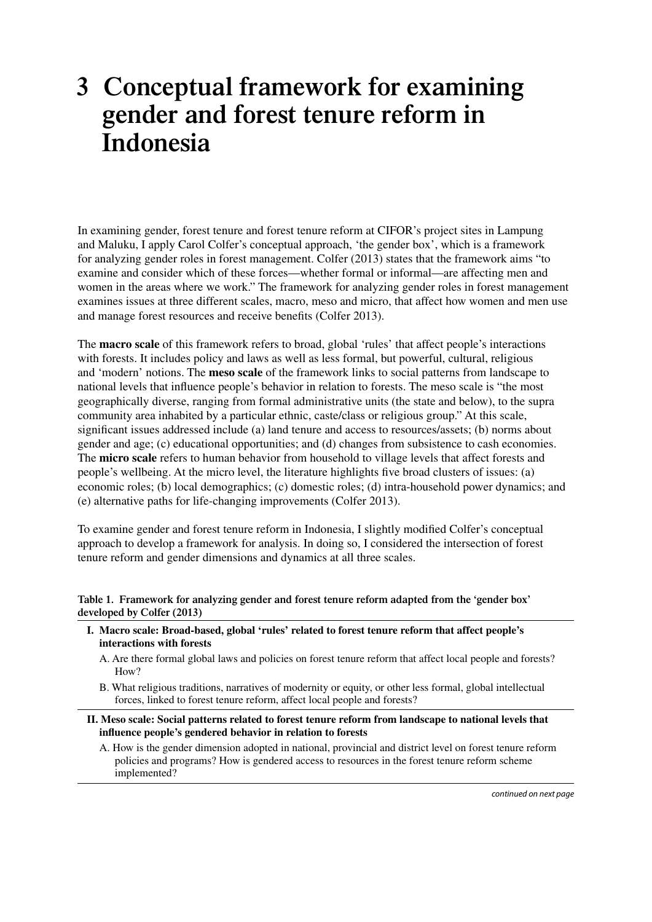# 3 Conceptual framework for examining gender and forest tenure reform in Indonesia

In examining gender, forest tenure and forest tenure reform at CIFOR's project sites in Lampung and Maluku, I apply Carol Colfer's conceptual approach, 'the gender box', which is a framework for analyzing gender roles in forest management. Colfer (2013) states that the framework aims "to examine and consider which of these forces—whether formal or informal—are affecting men and women in the areas where we work." The framework for analyzing gender roles in forest management examines issues at three different scales, macro, meso and micro, that affect how women and men use and manage forest resources and receive benefits (Colfer 2013).

The **macro scale** of this framework refers to broad, global 'rules' that affect people's interactions with forests. It includes policy and laws as well as less formal, but powerful, cultural, religious and 'modern' notions. The **meso scale** of the framework links to social patterns from landscape to national levels that influence people's behavior in relation to forests. The meso scale is "the most geographically diverse, ranging from formal administrative units (the state and below), to the supra community area inhabited by a particular ethnic, caste/class or religious group." At this scale, significant issues addressed include (a) land tenure and access to resources/assets; (b) norms about gender and age; (c) educational opportunities; and (d) changes from subsistence to cash economies. The **micro scale** refers to human behavior from household to village levels that affect forests and people's wellbeing. At the micro level, the literature highlights five broad clusters of issues: (a) economic roles; (b) local demographics; (c) domestic roles; (d) intra-household power dynamics; and (e) alternative paths for life-changing improvements (Colfer 2013).

To examine gender and forest tenure reform in Indonesia, I slightly modified Colfer's conceptual approach to develop a framework for analysis. In doing so, I considered the intersection of forest tenure reform and gender dimensions and dynamics at all three scales.

**Table 1. Framework for analyzing gender and forest tenure reform adapted from the 'gender box' developed by Colfer (2013)**

| |
|---|
| **I. Macro scale: Broad-based, global 'rules' related to forest tenure reform that affect people's interactions with forests** |
| A. Are there formal global laws and policies on forest tenure reform that affect local people and forests? How? |
| B. What religious traditions, narratives of modernity or equity, or other less formal, global intellectual forces, linked to forest tenure reform, affect local people and forests? |
| **II. Meso scale: Social patterns related to forest tenure reform from landscape to national levels that influence people's gendered behavior in relation to forests** |
| A. How is the gender dimension adopted in national, provincial and district level on forest tenure reform policies and programs? How is gendered access to resources in the forest tenure reform scheme implemented? |

*continued on next page*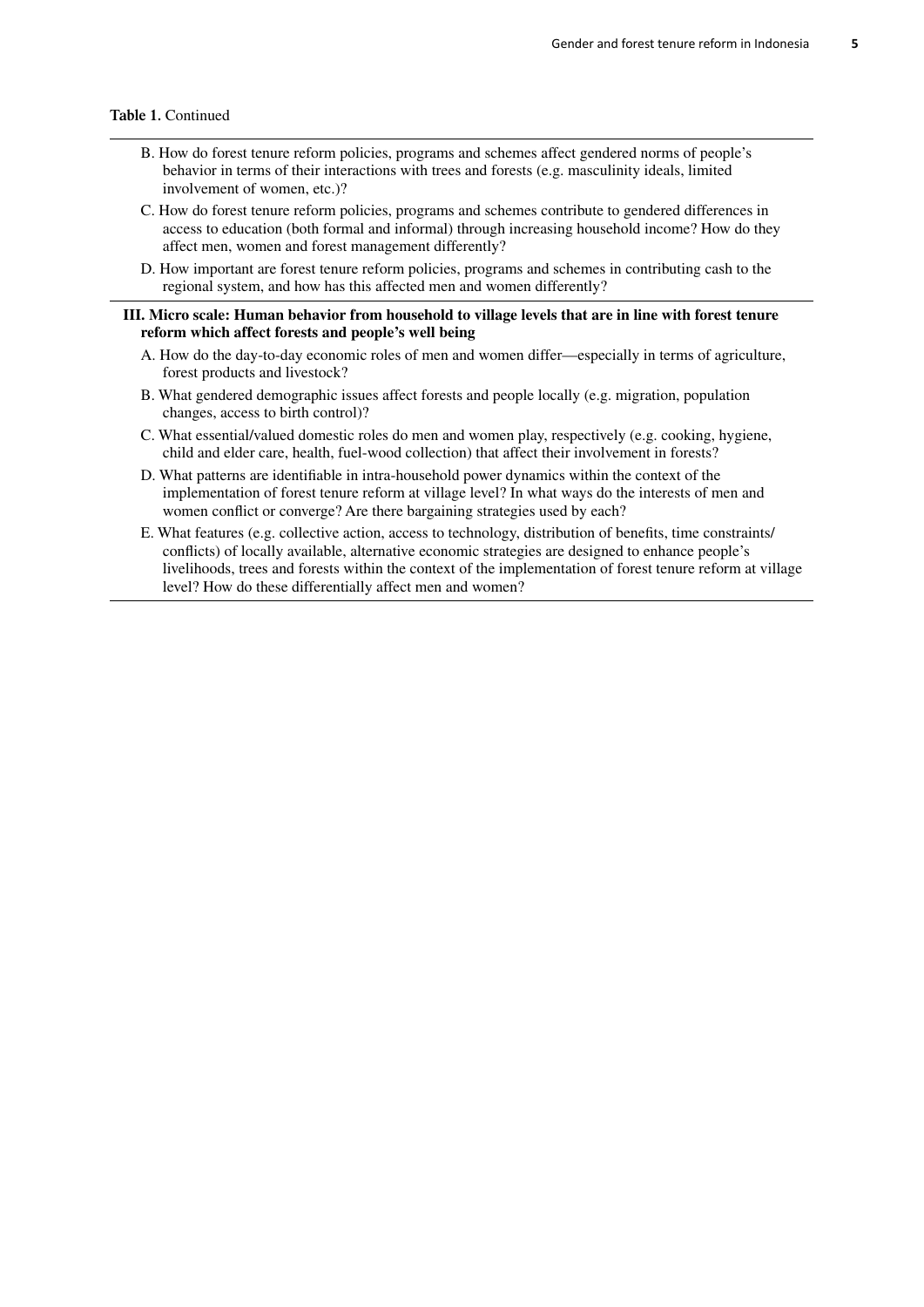**Table 1.** Continued

| |
|---|
| B. How do forest tenure reform policies, programs and schemes affect gendered norms of people's behavior in terms of their interactions with trees and forests (e.g. masculinity ideals, limited involvement of women, etc.)? |
| C. How do forest tenure reform policies, programs and schemes contribute to gendered differences in access to education (both formal and informal) through increasing household income? How do they affect men, women and forest management differently? |
| D. How important are forest tenure reform policies, programs and schemes in contributing cash to the regional system, and how has this affected men and women differently? |
| **III. Micro scale: Human behavior from household to village levels that are in line with forest tenure reform which affect forests and people's well being** |
| A. How do the day-to-day economic roles of men and women differ—especially in terms of agriculture, forest products and livestock? |
| B. What gendered demographic issues affect forests and people locally (e.g. migration, population changes, access to birth control)? |
| C. What essential/valued domestic roles do men and women play, respectively (e.g. cooking, hygiene, child and elder care, health, fuel-wood collection) that affect their involvement in forests? |
| D. What patterns are identifiable in intra-household power dynamics within the context of the implementation of forest tenure reform at village level? In what ways do the interests of men and women conflict or converge? Are there bargaining strategies used by each? |
| E. What features (e.g. collective action, access to technology, distribution of benefits, time constraints/conflicts) of locally available, alternative economic strategies are designed to enhance people's livelihoods, trees and forests within the context of the implementation of forest tenure reform at village level? How do these differentially affect men and women? |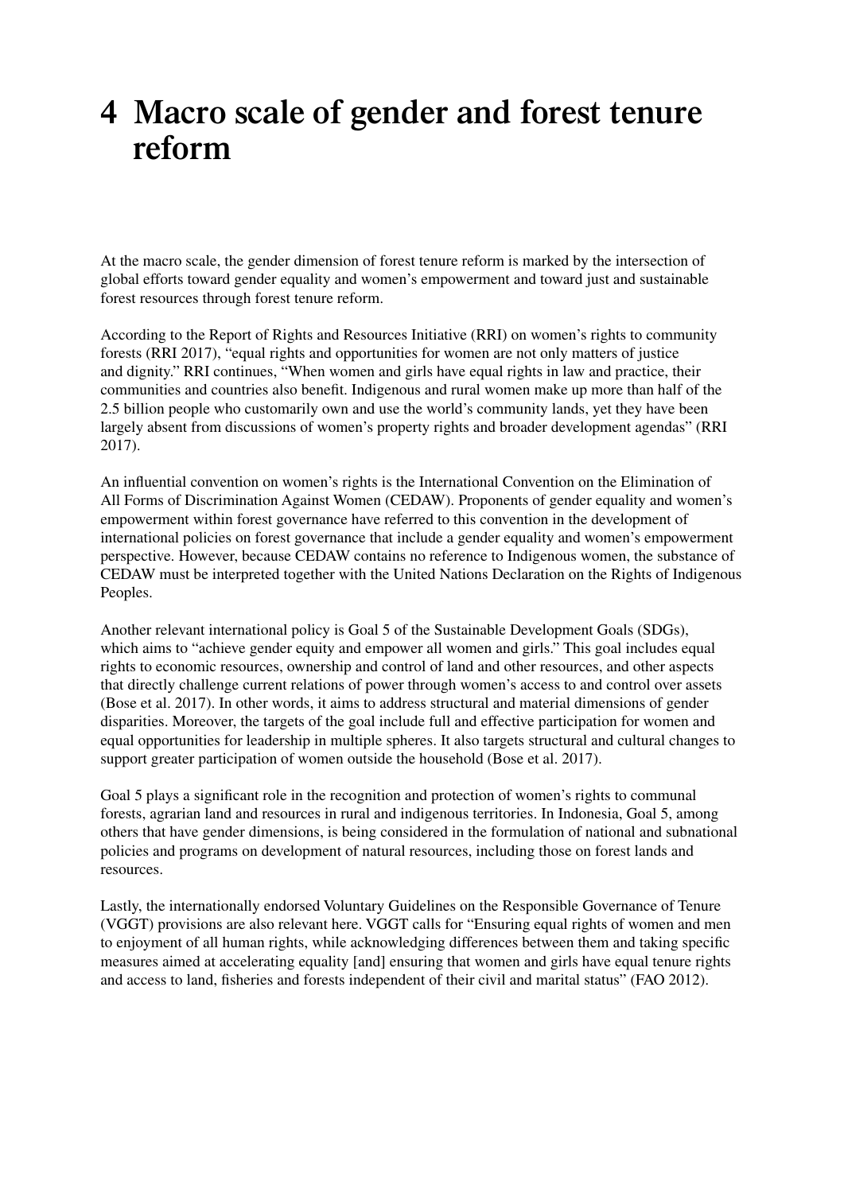# 4 Macro scale of gender and forest tenure reform

At the macro scale, the gender dimension of forest tenure reform is marked by the intersection of global efforts toward gender equality and women's empowerment and toward just and sustainable forest resources through forest tenure reform.

According to the Report of Rights and Resources Initiative (RRI) on women's rights to community forests (RRI 2017), "equal rights and opportunities for women are not only matters of justice and dignity." RRI continues, "When women and girls have equal rights in law and practice, their communities and countries also benefit. Indigenous and rural women make up more than half of the 2.5 billion people who customarily own and use the world's community lands, yet they have been largely absent from discussions of women's property rights and broader development agendas" (RRI 2017).

An influential convention on women's rights is the International Convention on the Elimination of All Forms of Discrimination Against Women (CEDAW). Proponents of gender equality and women's empowerment within forest governance have referred to this convention in the development of international policies on forest governance that include a gender equality and women's empowerment perspective. However, because CEDAW contains no reference to Indigenous women, the substance of CEDAW must be interpreted together with the United Nations Declaration on the Rights of Indigenous Peoples.

Another relevant international policy is Goal 5 of the Sustainable Development Goals (SDGs), which aims to "achieve gender equity and empower all women and girls." This goal includes equal rights to economic resources, ownership and control of land and other resources, and other aspects that directly challenge current relations of power through women's access to and control over assets (Bose et al. 2017). In other words, it aims to address structural and material dimensions of gender disparities. Moreover, the targets of the goal include full and effective participation for women and equal opportunities for leadership in multiple spheres. It also targets structural and cultural changes to support greater participation of women outside the household (Bose et al. 2017).

Goal 5 plays a significant role in the recognition and protection of women's rights to communal forests, agrarian land and resources in rural and indigenous territories. In Indonesia, Goal 5, among others that have gender dimensions, is being considered in the formulation of national and subnational policies and programs on development of natural resources, including those on forest lands and resources.

Lastly, the internationally endorsed Voluntary Guidelines on the Responsible Governance of Tenure (VGGT) provisions are also relevant here. VGGT calls for "Ensuring equal rights of women and men to enjoyment of all human rights, while acknowledging differences between them and taking specific measures aimed at accelerating equality [and] ensuring that women and girls have equal tenure rights and access to land, fisheries and forests independent of their civil and marital status" (FAO 2012).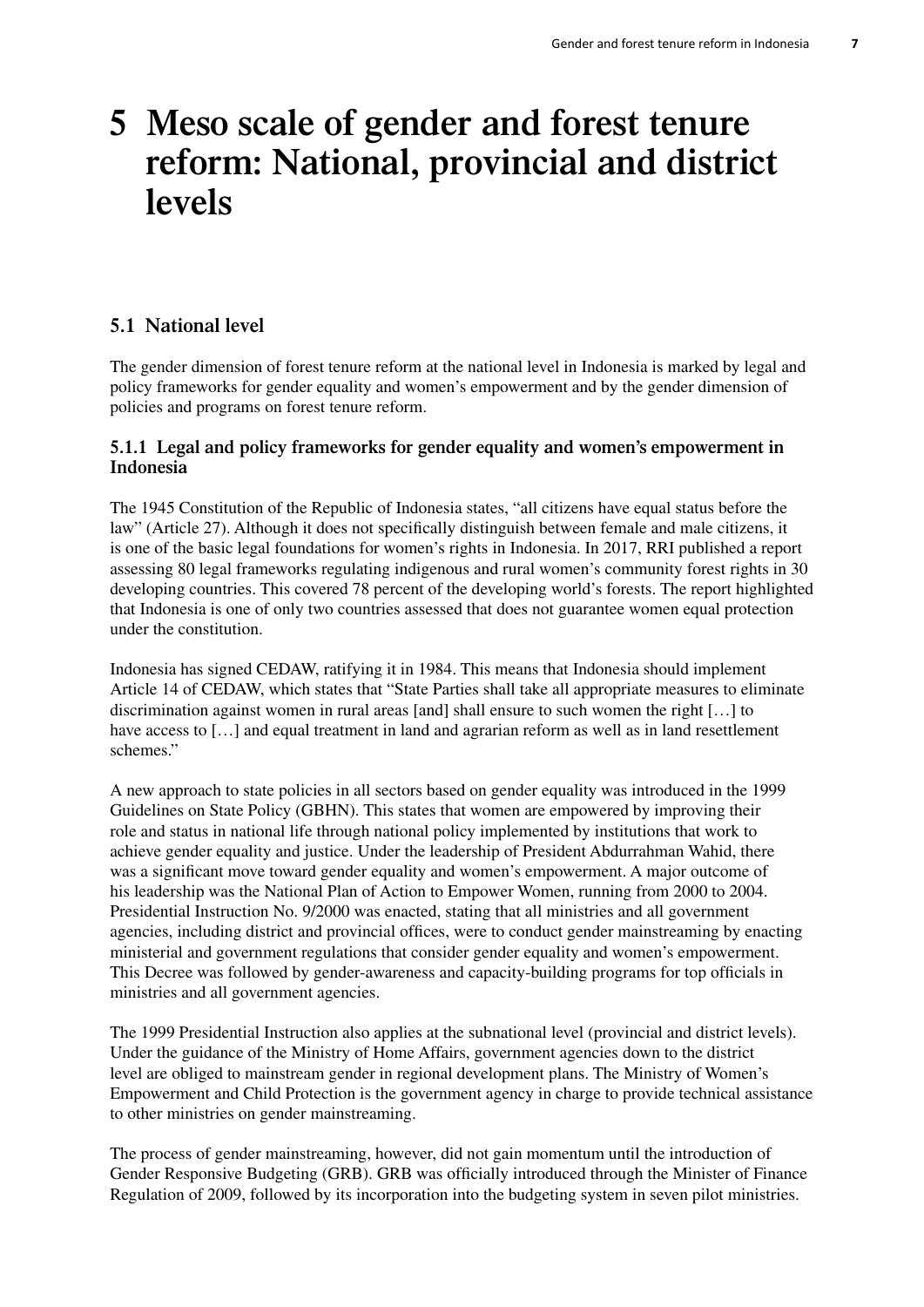# 5 Meso scale of gender and forest tenure reform: National, provincial and district levels

## 5.1 National level

The gender dimension of forest tenure reform at the national level in Indonesia is marked by legal and policy frameworks for gender equality and women's empowerment and by the gender dimension of policies and programs on forest tenure reform.

### 5.1.1 Legal and policy frameworks for gender equality and women's empowerment in Indonesia

The 1945 Constitution of the Republic of Indonesia states, "all citizens have equal status before the law" (Article 27). Although it does not specifically distinguish between female and male citizens, it is one of the basic legal foundations for women's rights in Indonesia. In 2017, RRI published a report assessing 80 legal frameworks regulating indigenous and rural women's community forest rights in 30 developing countries. This covered 78 percent of the developing world's forests. The report highlighted that Indonesia is one of only two countries assessed that does not guarantee women equal protection under the constitution.

Indonesia has signed CEDAW, ratifying it in 1984. This means that Indonesia should implement Article 14 of CEDAW, which states that "State Parties shall take all appropriate measures to eliminate discrimination against women in rural areas [and] shall ensure to such women the right […] to have access to […] and equal treatment in land and agrarian reform as well as in land resettlement schemes."

A new approach to state policies in all sectors based on gender equality was introduced in the 1999 Guidelines on State Policy (GBHN). This states that women are empowered by improving their role and status in national life through national policy implemented by institutions that work to achieve gender equality and justice. Under the leadership of President Abdurrahman Wahid, there was a significant move toward gender equality and women's empowerment. A major outcome of his leadership was the National Plan of Action to Empower Women, running from 2000 to 2004. Presidential Instruction No. 9/2000 was enacted, stating that all ministries and all government agencies, including district and provincial offices, were to conduct gender mainstreaming by enacting ministerial and government regulations that consider gender equality and women's empowerment. This Decree was followed by gender-awareness and capacity-building programs for top officials in ministries and all government agencies.

The 1999 Presidential Instruction also applies at the subnational level (provincial and district levels). Under the guidance of the Ministry of Home Affairs, government agencies down to the district level are obliged to mainstream gender in regional development plans. The Ministry of Women's Empowerment and Child Protection is the government agency in charge to provide technical assistance to other ministries on gender mainstreaming.

The process of gender mainstreaming, however, did not gain momentum until the introduction of Gender Responsive Budgeting (GRB). GRB was officially introduced through the Minister of Finance Regulation of 2009, followed by its incorporation into the budgeting system in seven pilot ministries.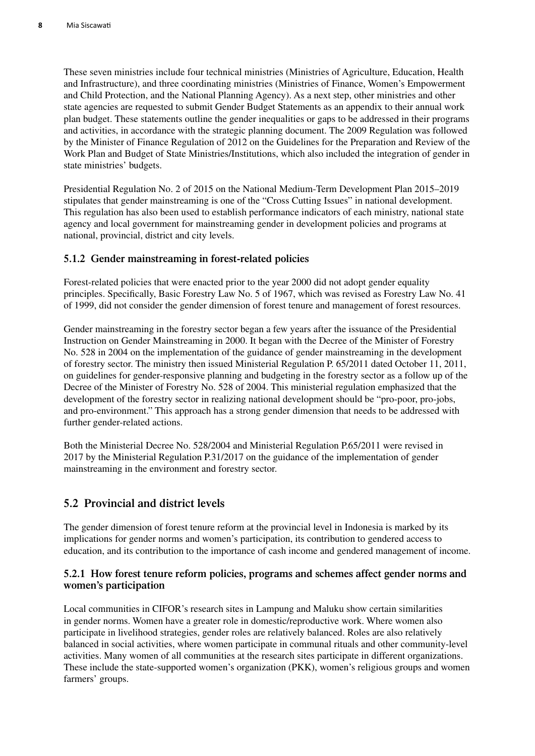These seven ministries include four technical ministries (Ministries of Agriculture, Education, Health and Infrastructure), and three coordinating ministries (Ministries of Finance, Women's Empowerment and Child Protection, and the National Planning Agency). As a next step, other ministries and other state agencies are requested to submit Gender Budget Statements as an appendix to their annual work plan budget. These statements outline the gender inequalities or gaps to be addressed in their programs and activities, in accordance with the strategic planning document. The 2009 Regulation was followed by the Minister of Finance Regulation of 2012 on the Guidelines for the Preparation and Review of the Work Plan and Budget of State Ministries/Institutions, which also included the integration of gender in state ministries' budgets.

Presidential Regulation No. 2 of 2015 on the National Medium-Term Development Plan 2015–2019 stipulates that gender mainstreaming is one of the "Cross Cutting Issues" in national development. This regulation has also been used to establish performance indicators of each ministry, national state agency and local government for mainstreaming gender in development policies and programs at national, provincial, district and city levels.

### 5.1.2 Gender mainstreaming in forest-related policies

Forest-related policies that were enacted prior to the year 2000 did not adopt gender equality principles. Specifically, Basic Forestry Law No. 5 of 1967, which was revised as Forestry Law No. 41 of 1999, did not consider the gender dimension of forest tenure and management of forest resources.

Gender mainstreaming in the forestry sector began a few years after the issuance of the Presidential Instruction on Gender Mainstreaming in 2000. It began with the Decree of the Minister of Forestry No. 528 in 2004 on the implementation of the guidance of gender mainstreaming in the development of forestry sector. The ministry then issued Ministerial Regulation P. 65/2011 dated October 11, 2011, on guidelines for gender-responsive planning and budgeting in the forestry sector as a follow up of the Decree of the Minister of Forestry No. 528 of 2004. This ministerial regulation emphasized that the development of the forestry sector in realizing national development should be "pro-poor, pro-jobs, and pro-environment." This approach has a strong gender dimension that needs to be addressed with further gender-related actions.

Both the Ministerial Decree No. 528/2004 and Ministerial Regulation P.65/2011 were revised in 2017 by the Ministerial Regulation P.31/2017 on the guidance of the implementation of gender mainstreaming in the environment and forestry sector.

## 5.2 Provincial and district levels

The gender dimension of forest tenure reform at the provincial level in Indonesia is marked by its implications for gender norms and women's participation, its contribution to gendered access to education, and its contribution to the importance of cash income and gendered management of income.

### 5.2.1 How forest tenure reform policies, programs and schemes affect gender norms and women's participation

Local communities in CIFOR's research sites in Lampung and Maluku show certain similarities in gender norms. Women have a greater role in domestic/reproductive work. Where women also participate in livelihood strategies, gender roles are relatively balanced. Roles are also relatively balanced in social activities, where women participate in communal rituals and other community-level activities. Many women of all communities at the research sites participate in different organizations. These include the state-supported women's organization (PKK), women's religious groups and women farmers' groups.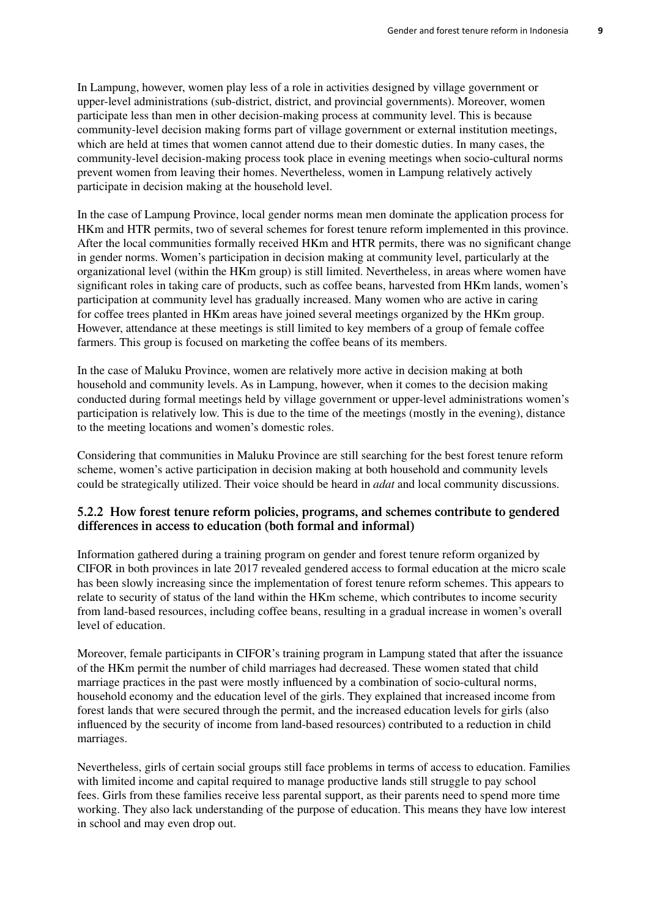In Lampung, however, women play less of a role in activities designed by village government or upper-level administrations (sub-district, district, and provincial governments). Moreover, women participate less than men in other decision-making process at community level. This is because community-level decision making forms part of village government or external institution meetings, which are held at times that women cannot attend due to their domestic duties. In many cases, the community-level decision-making process took place in evening meetings when socio-cultural norms prevent women from leaving their homes. Nevertheless, women in Lampung relatively actively participate in decision making at the household level.

In the case of Lampung Province, local gender norms mean men dominate the application process for HKm and HTR permits, two of several schemes for forest tenure reform implemented in this province. After the local communities formally received HKm and HTR permits, there was no significant change in gender norms. Women's participation in decision making at community level, particularly at the organizational level (within the HKm group) is still limited. Nevertheless, in areas where women have significant roles in taking care of products, such as coffee beans, harvested from HKm lands, women's participation at community level has gradually increased. Many women who are active in caring for coffee trees planted in HKm areas have joined several meetings organized by the HKm group. However, attendance at these meetings is still limited to key members of a group of female coffee farmers. This group is focused on marketing the coffee beans of its members.

In the case of Maluku Province, women are relatively more active in decision making at both household and community levels. As in Lampung, however, when it comes to the decision making conducted during formal meetings held by village government or upper-level administrations women's participation is relatively low. This is due to the time of the meetings (mostly in the evening), distance to the meeting locations and women's domestic roles.

Considering that communities in Maluku Province are still searching for the best forest tenure reform scheme, women's active participation in decision making at both household and community levels could be strategically utilized. Their voice should be heard in *adat* and local community discussions.

### 5.2.2 How forest tenure reform policies, programs, and schemes contribute to gendered differences in access to education (both formal and informal)

Information gathered during a training program on gender and forest tenure reform organized by CIFOR in both provinces in late 2017 revealed gendered access to formal education at the micro scale has been slowly increasing since the implementation of forest tenure reform schemes. This appears to relate to security of status of the land within the HKm scheme, which contributes to income security from land-based resources, including coffee beans, resulting in a gradual increase in women's overall level of education.

Moreover, female participants in CIFOR's training program in Lampung stated that after the issuance of the HKm permit the number of child marriages had decreased. These women stated that child marriage practices in the past were mostly influenced by a combination of socio-cultural norms, household economy and the education level of the girls. They explained that increased income from forest lands that were secured through the permit, and the increased education levels for girls (also influenced by the security of income from land-based resources) contributed to a reduction in child marriages.

Nevertheless, girls of certain social groups still face problems in terms of access to education. Families with limited income and capital required to manage productive lands still struggle to pay school fees. Girls from these families receive less parental support, as their parents need to spend more time working. They also lack understanding of the purpose of education. This means they have low interest in school and may even drop out.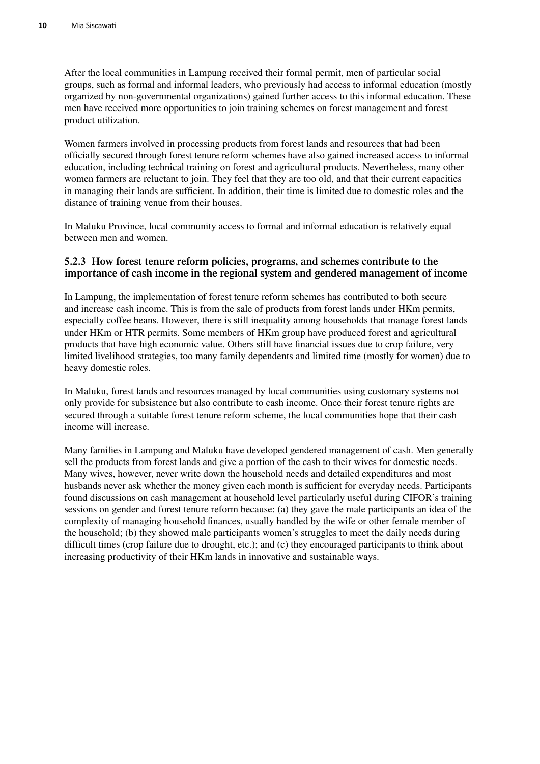After the local communities in Lampung received their formal permit, men of particular social groups, such as formal and informal leaders, who previously had access to informal education (mostly organized by non-governmental organizations) gained further access to this informal education. These men have received more opportunities to join training schemes on forest management and forest product utilization.

Women farmers involved in processing products from forest lands and resources that had been officially secured through forest tenure reform schemes have also gained increased access to informal education, including technical training on forest and agricultural products. Nevertheless, many other women farmers are reluctant to join. They feel that they are too old, and that their current capacities in managing their lands are sufficient. In addition, their time is limited due to domestic roles and the distance of training venue from their houses.

In Maluku Province, local community access to formal and informal education is relatively equal between men and women.

### 5.2.3 How forest tenure reform policies, programs, and schemes contribute to the importance of cash income in the regional system and gendered management of income

In Lampung, the implementation of forest tenure reform schemes has contributed to both secure and increase cash income. This is from the sale of products from forest lands under HKm permits, especially coffee beans. However, there is still inequality among households that manage forest lands under HKm or HTR permits. Some members of HKm group have produced forest and agricultural products that have high economic value. Others still have financial issues due to crop failure, very limited livelihood strategies, too many family dependents and limited time (mostly for women) due to heavy domestic roles.

In Maluku, forest lands and resources managed by local communities using customary systems not only provide for subsistence but also contribute to cash income. Once their forest tenure rights are secured through a suitable forest tenure reform scheme, the local communities hope that their cash income will increase.

Many families in Lampung and Maluku have developed gendered management of cash. Men generally sell the products from forest lands and give a portion of the cash to their wives for domestic needs. Many wives, however, never write down the household needs and detailed expenditures and most husbands never ask whether the money given each month is sufficient for everyday needs. Participants found discussions on cash management at household level particularly useful during CIFOR's training sessions on gender and forest tenure reform because: (a) they gave the male participants an idea of the complexity of managing household finances, usually handled by the wife or other female member of the household; (b) they showed male participants women's struggles to meet the daily needs during difficult times (crop failure due to drought, etc.); and (c) they encouraged participants to think about increasing productivity of their HKm lands in innovative and sustainable ways.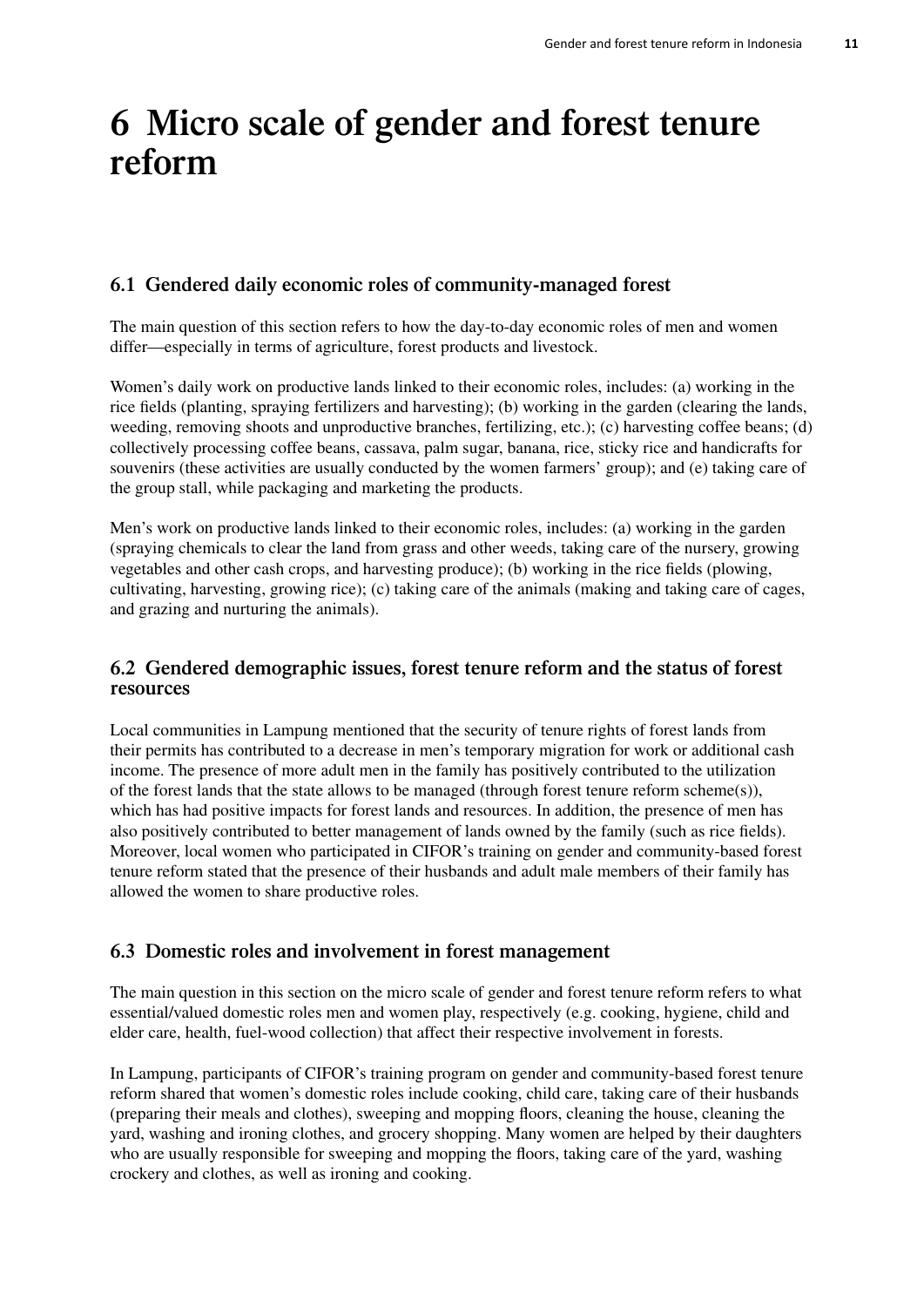# 6 Micro scale of gender and forest tenure reform

## 6.1 Gendered daily economic roles of community-managed forest

The main question of this section refers to how the day-to-day economic roles of men and women differ—especially in terms of agriculture, forest products and livestock.

Women's daily work on productive lands linked to their economic roles, includes: (a) working in the rice fields (planting, spraying fertilizers and harvesting); (b) working in the garden (clearing the lands, weeding, removing shoots and unproductive branches, fertilizing, etc.); (c) harvesting coffee beans; (d) collectively processing coffee beans, cassava, palm sugar, banana, rice, sticky rice and handicrafts for souvenirs (these activities are usually conducted by the women farmers' group); and (e) taking care of the group stall, while packaging and marketing the products.

Men's work on productive lands linked to their economic roles, includes: (a) working in the garden (spraying chemicals to clear the land from grass and other weeds, taking care of the nursery, growing vegetables and other cash crops, and harvesting produce); (b) working in the rice fields (plowing, cultivating, harvesting, growing rice); (c) taking care of the animals (making and taking care of cages, and grazing and nurturing the animals).

## 6.2 Gendered demographic issues, forest tenure reform and the status of forest resources

Local communities in Lampung mentioned that the security of tenure rights of forest lands from their permits has contributed to a decrease in men's temporary migration for work or additional cash income. The presence of more adult men in the family has positively contributed to the utilization of the forest lands that the state allows to be managed (through forest tenure reform scheme(s)), which has had positive impacts for forest lands and resources. In addition, the presence of men has also positively contributed to better management of lands owned by the family (such as rice fields). Moreover, local women who participated in CIFOR's training on gender and community-based forest tenure reform stated that the presence of their husbands and adult male members of their family has allowed the women to share productive roles.

## 6.3 Domestic roles and involvement in forest management

The main question in this section on the micro scale of gender and forest tenure reform refers to what essential/valued domestic roles men and women play, respectively (e.g. cooking, hygiene, child and elder care, health, fuel-wood collection) that affect their respective involvement in forests.

In Lampung, participants of CIFOR's training program on gender and community-based forest tenure reform shared that women's domestic roles include cooking, child care, taking care of their husbands (preparing their meals and clothes), sweeping and mopping floors, cleaning the house, cleaning the yard, washing and ironing clothes, and grocery shopping. Many women are helped by their daughters who are usually responsible for sweeping and mopping the floors, taking care of the yard, washing crockery and clothes, as well as ironing and cooking.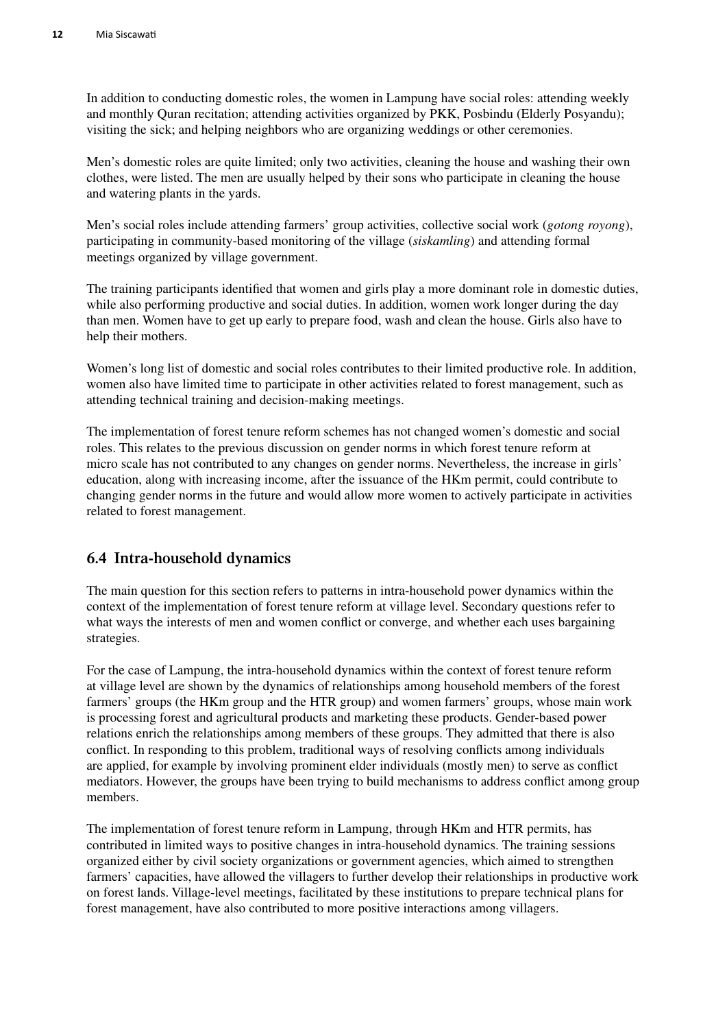In addition to conducting domestic roles, the women in Lampung have social roles: attending weekly and monthly Quran recitation; attending activities organized by PKK, Posbindu (Elderly Posyandu); visiting the sick; and helping neighbors who are organizing weddings or other ceremonies.

Men's domestic roles are quite limited; only two activities, cleaning the house and washing their own clothes, were listed. The men are usually helped by their sons who participate in cleaning the house and watering plants in the yards.

Men's social roles include attending farmers' group activities, collective social work (*gotong royong*), participating in community-based monitoring of the village (*siskamling*) and attending formal meetings organized by village government.

The training participants identified that women and girls play a more dominant role in domestic duties, while also performing productive and social duties. In addition, women work longer during the day than men. Women have to get up early to prepare food, wash and clean the house. Girls also have to help their mothers.

Women's long list of domestic and social roles contributes to their limited productive role. In addition, women also have limited time to participate in other activities related to forest management, such as attending technical training and decision-making meetings.

The implementation of forest tenure reform schemes has not changed women's domestic and social roles. This relates to the previous discussion on gender norms in which forest tenure reform at micro scale has not contributed to any changes on gender norms. Nevertheless, the increase in girls' education, along with increasing income, after the issuance of the HKm permit, could contribute to changing gender norms in the future and would allow more women to actively participate in activities related to forest management.

## 6.4 Intra-household dynamics

The main question for this section refers to patterns in intra-household power dynamics within the context of the implementation of forest tenure reform at village level. Secondary questions refer to what ways the interests of men and women conflict or converge, and whether each uses bargaining strategies.

For the case of Lampung, the intra-household dynamics within the context of forest tenure reform at village level are shown by the dynamics of relationships among household members of the forest farmers' groups (the HKm group and the HTR group) and women farmers' groups, whose main work is processing forest and agricultural products and marketing these products. Gender-based power relations enrich the relationships among members of these groups. They admitted that there is also conflict. In responding to this problem, traditional ways of resolving conflicts among individuals are applied, for example by involving prominent elder individuals (mostly men) to serve as conflict mediators. However, the groups have been trying to build mechanisms to address conflict among group members.

The implementation of forest tenure reform in Lampung, through HKm and HTR permits, has contributed in limited ways to positive changes in intra-household dynamics. The training sessions organized either by civil society organizations or government agencies, which aimed to strengthen farmers' capacities, have allowed the villagers to further develop their relationships in productive work on forest lands. Village-level meetings, facilitated by these institutions to prepare technical plans for forest management, have also contributed to more positive interactions among villagers.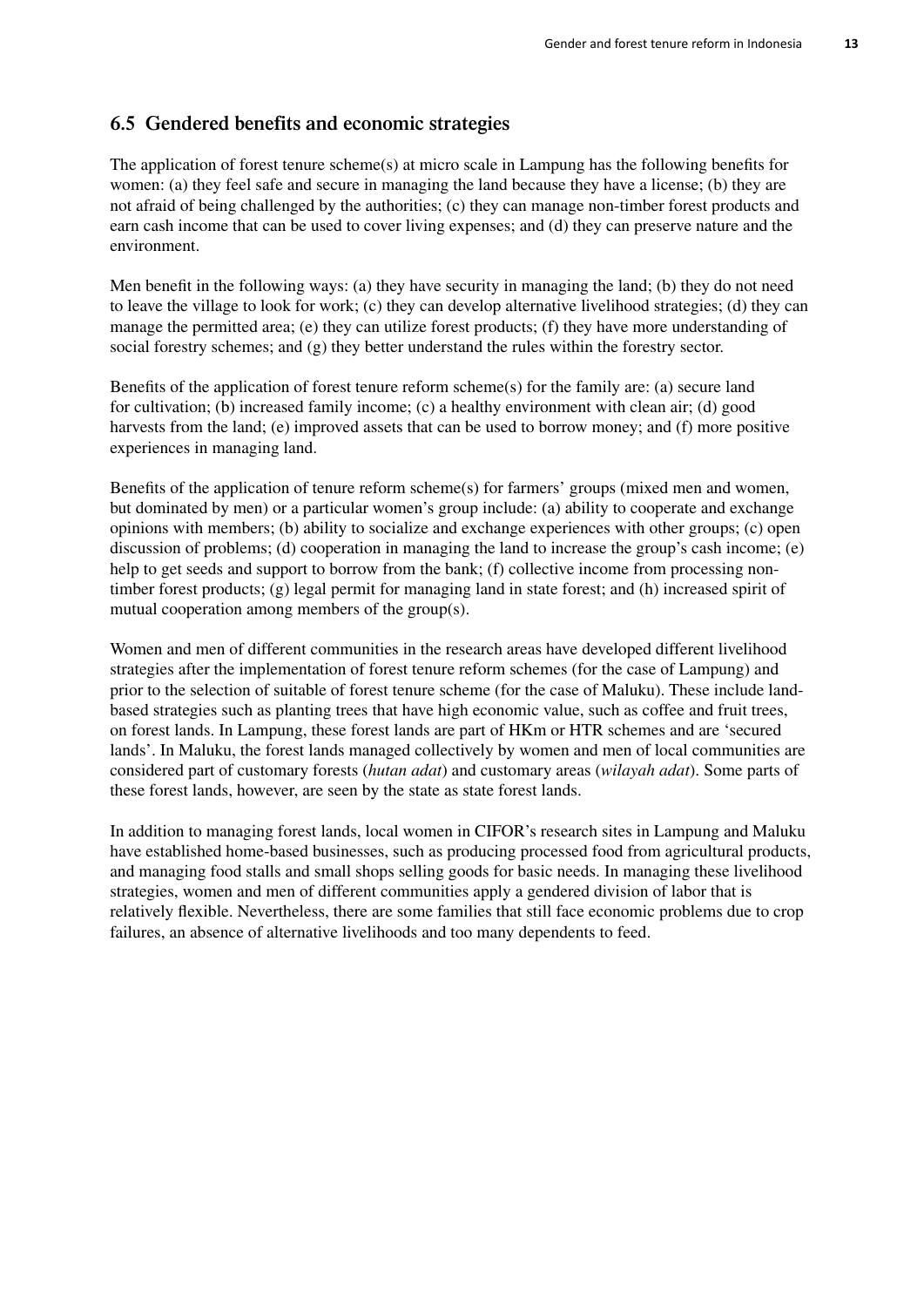## 6.5 Gendered benefits and economic strategies

The application of forest tenure scheme(s) at micro scale in Lampung has the following benefits for women: (a) they feel safe and secure in managing the land because they have a license; (b) they are not afraid of being challenged by the authorities; (c) they can manage non-timber forest products and earn cash income that can be used to cover living expenses; and (d) they can preserve nature and the environment.

Men benefit in the following ways: (a) they have security in managing the land; (b) they do not need to leave the village to look for work; (c) they can develop alternative livelihood strategies; (d) they can manage the permitted area; (e) they can utilize forest products; (f) they have more understanding of social forestry schemes; and (g) they better understand the rules within the forestry sector.

Benefits of the application of forest tenure reform scheme(s) for the family are: (a) secure land for cultivation; (b) increased family income; (c) a healthy environment with clean air; (d) good harvests from the land; (e) improved assets that can be used to borrow money; and (f) more positive experiences in managing land.

Benefits of the application of tenure reform scheme(s) for farmers' groups (mixed men and women, but dominated by men) or a particular women's group include: (a) ability to cooperate and exchange opinions with members; (b) ability to socialize and exchange experiences with other groups; (c) open discussion of problems; (d) cooperation in managing the land to increase the group's cash income; (e) help to get seeds and support to borrow from the bank; (f) collective income from processing non-timber forest products; (g) legal permit for managing land in state forest; and (h) increased spirit of mutual cooperation among members of the group(s).

Women and men of different communities in the research areas have developed different livelihood strategies after the implementation of forest tenure reform schemes (for the case of Lampung) and prior to the selection of suitable of forest tenure scheme (for the case of Maluku). These include land-based strategies such as planting trees that have high economic value, such as coffee and fruit trees, on forest lands. In Lampung, these forest lands are part of HKm or HTR schemes and are 'secured lands'. In Maluku, the forest lands managed collectively by women and men of local communities are considered part of customary forests (*hutan adat*) and customary areas (*wilayah adat*). Some parts of these forest lands, however, are seen by the state as state forest lands.

In addition to managing forest lands, local women in CIFOR's research sites in Lampung and Maluku have established home-based businesses, such as producing processed food from agricultural products, and managing food stalls and small shops selling goods for basic needs. In managing these livelihood strategies, women and men of different communities apply a gendered division of labor that is relatively flexible. Nevertheless, there are some families that still face economic problems due to crop failures, an absence of alternative livelihoods and too many dependents to feed.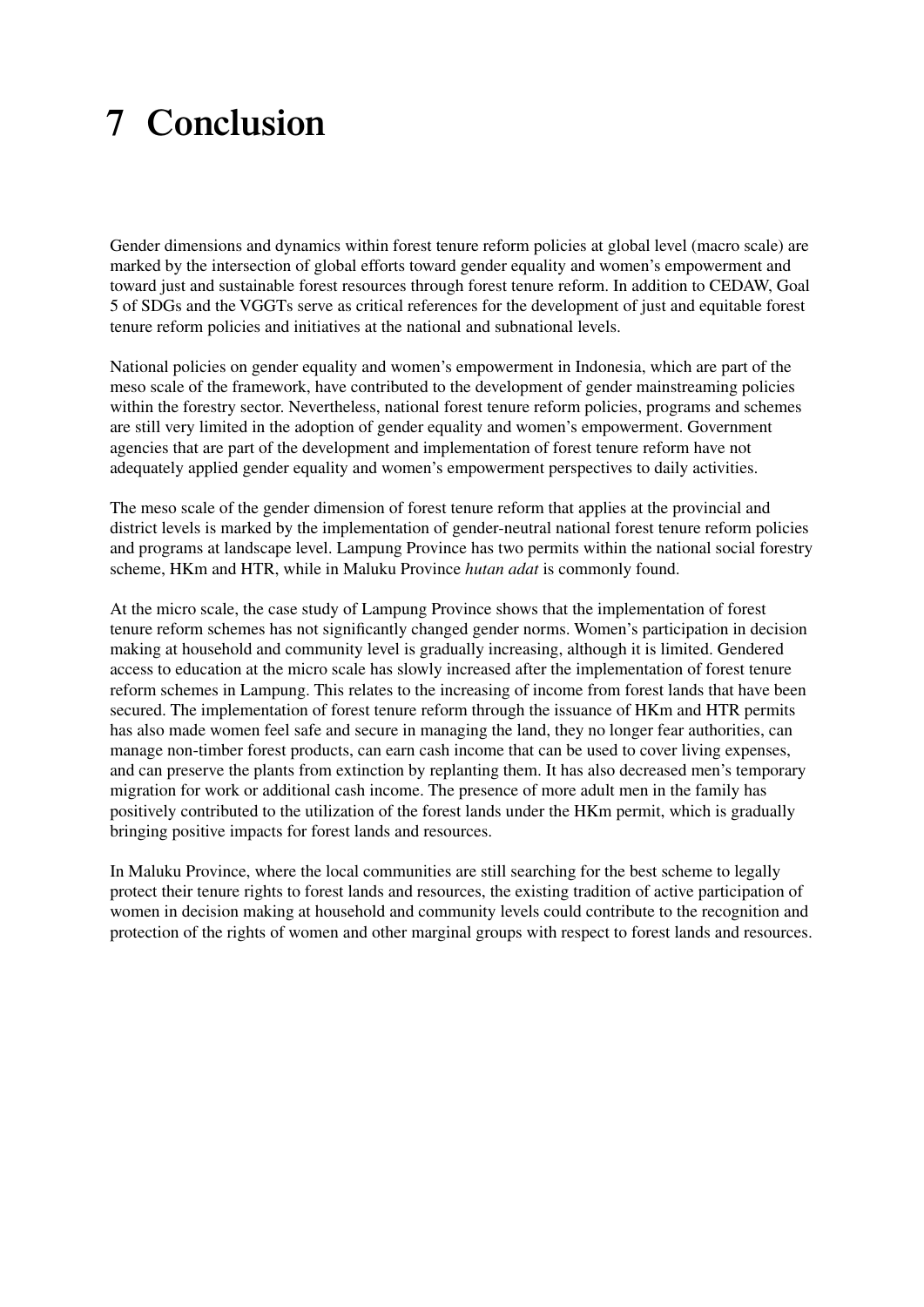# 7 Conclusion

Gender dimensions and dynamics within forest tenure reform policies at global level (macro scale) are marked by the intersection of global efforts toward gender equality and women's empowerment and toward just and sustainable forest resources through forest tenure reform. In addition to CEDAW, Goal 5 of SDGs and the VGGTs serve as critical references for the development of just and equitable forest tenure reform policies and initiatives at the national and subnational levels.

National policies on gender equality and women's empowerment in Indonesia, which are part of the meso scale of the framework, have contributed to the development of gender mainstreaming policies within the forestry sector. Nevertheless, national forest tenure reform policies, programs and schemes are still very limited in the adoption of gender equality and women's empowerment. Government agencies that are part of the development and implementation of forest tenure reform have not adequately applied gender equality and women's empowerment perspectives to daily activities.

The meso scale of the gender dimension of forest tenure reform that applies at the provincial and district levels is marked by the implementation of gender-neutral national forest tenure reform policies and programs at landscape level. Lampung Province has two permits within the national social forestry scheme, HKm and HTR, while in Maluku Province *hutan adat* is commonly found.

At the micro scale, the case study of Lampung Province shows that the implementation of forest tenure reform schemes has not significantly changed gender norms. Women's participation in decision making at household and community level is gradually increasing, although it is limited. Gendered access to education at the micro scale has slowly increased after the implementation of forest tenure reform schemes in Lampung. This relates to the increasing of income from forest lands that have been secured. The implementation of forest tenure reform through the issuance of HKm and HTR permits has also made women feel safe and secure in managing the land, they no longer fear authorities, can manage non-timber forest products, can earn cash income that can be used to cover living expenses, and can preserve the plants from extinction by replanting them. It has also decreased men's temporary migration for work or additional cash income. The presence of more adult men in the family has positively contributed to the utilization of the forest lands under the HKm permit, which is gradually bringing positive impacts for forest lands and resources.

In Maluku Province, where the local communities are still searching for the best scheme to legally protect their tenure rights to forest lands and resources, the existing tradition of active participation of women in decision making at household and community levels could contribute to the recognition and protection of the rights of women and other marginal groups with respect to forest lands and resources.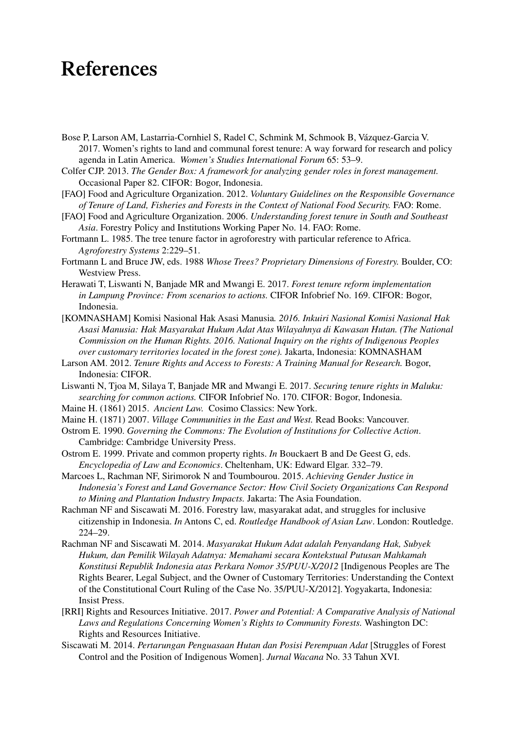# References

Bose P, Larson AM, Lastarria-Cornhiel S, Radel C, Schmink M, Schmook B, Vázquez-Garcia V. 2017. Women's rights to land and communal forest tenure: A way forward for research and policy agenda in Latin America. *Women's Studies International Forum* 65: 53–9.

Colfer CJP. 2013. *The Gender Box: A framework for analyzing gender roles in forest management.* Occasional Paper 82. CIFOR: Bogor, Indonesia.

[FAO] Food and Agriculture Organization. 2012. *Voluntary Guidelines on the Responsible Governance of Tenure of Land, Fisheries and Forests in the Context of National Food Security.* FAO: Rome.

[FAO] Food and Agriculture Organization. 2006. *Understanding forest tenure in South and Southeast Asia*. Forestry Policy and Institutions Working Paper No. 14. FAO: Rome.

Fortmann L. 1985. The tree tenure factor in agroforestry with particular reference to Africa. *Agroforestry Systems* 2:229–51.

Fortmann L and Bruce JW, eds. 1988 *Whose Trees? Proprietary Dimensions of Forestry.* Boulder, CO: Westview Press.

Herawati T, Liswanti N, Banjade MR and Mwangi E. 2017. *Forest tenure reform implementation in Lampung Province: From scenarios to actions.* CIFOR Infobrief No. 169. CIFOR: Bogor, Indonesia.

[KOMNASHAM] Komisi Nasional Hak Asasi Manusia*. 2016. Inkuiri Nasional Komisi Nasional Hak Asasi Manusia: Hak Masyarakat Hukum Adat Atas Wilayahnya di Kawasan Hutan. (The National Commission on the Human Rights. 2016. National Inquiry on the rights of Indigenous Peoples over customary territories located in the forest zone).* Jakarta, Indonesia: KOMNASHAM

Larson AM. 2012. *Tenure Rights and Access to Forests: A Training Manual for Research.* Bogor, Indonesia: CIFOR.

Liswanti N, Tjoa M, Silaya T, Banjade MR and Mwangi E. 2017. *Securing tenure rights in Maluku: searching for common actions.* CIFOR Infobrief No. 170. CIFOR: Bogor, Indonesia.

Maine H. (1861) 2015. *Ancient Law.* Cosimo Classics: New York.

Maine H. (1871) 2007. *Village Communities in the East and West.* Read Books: Vancouver.

Ostrom E. 1990. *Governing the Commons: The Evolution of Institutions for Collective Action*. Cambridge: Cambridge University Press.

Ostrom E. 1999. Private and common property rights. *In* Bouckaert B and De Geest G, eds. *Encyclopedia of Law and Economics*. Cheltenham, UK: Edward Elgar. 332–79.

Marcoes L, Rachman NF, Sirimorok N and Toumbourou. 2015. *Achieving Gender Justice in Indonesia's Forest and Land Governance Sector: How Civil Society Organizations Can Respond to Mining and Plantation Industry Impacts.* Jakarta: The Asia Foundation.

Rachman NF and Siscawati M. 2016. Forestry law, masyarakat adat, and struggles for inclusive citizenship in Indonesia. *In* Antons C, ed. *Routledge Handbook of Asian Law*. London: Routledge. 224–29.

Rachman NF and Siscawati M. 2014. *Masyarakat Hukum Adat adalah Penyandang Hak, Subyek Hukum, dan Pemilik Wilayah Adatnya: Memahami secara Kontekstual Putusan Mahkamah Konstitusi Republik Indonesia atas Perkara Nomor 35/PUU-X/2012* [Indigenous Peoples are The Rights Bearer, Legal Subject, and the Owner of Customary Territories: Understanding the Context of the Constitutional Court Ruling of the Case No. 35/PUU-X/2012]. Yogyakarta, Indonesia: Insist Press.

[RRI] Rights and Resources Initiative. 2017. *Power and Potential: A Comparative Analysis of National Laws and Regulations Concerning Women's Rights to Community Forests.* Washington DC: Rights and Resources Initiative.

Siscawati M. 2014. *Pertarungan Penguasaan Hutan dan Posisi Perempuan Adat* [Struggles of Forest Control and the Position of Indigenous Women]. *Jurnal Wacana* No. 33 Tahun XVI.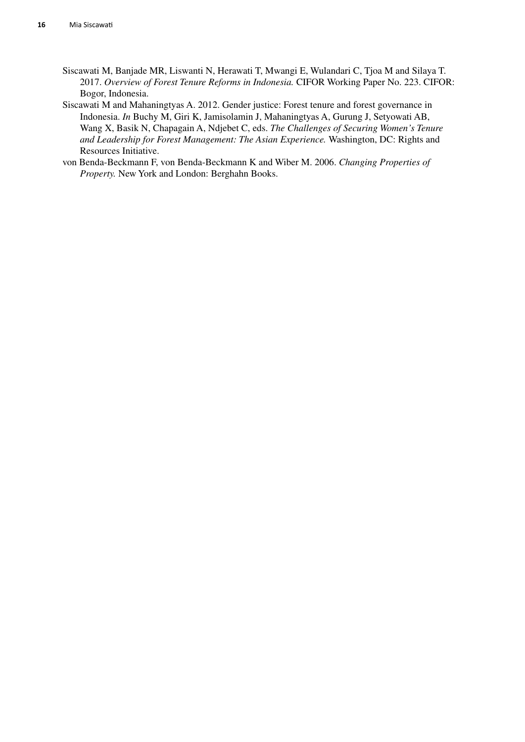Siscawati M, Banjade MR, Liswanti N, Herawati T, Mwangi E, Wulandari C, Tjoa M and Silaya T. 2017. *Overview of Forest Tenure Reforms in Indonesia.* CIFOR Working Paper No. 223. CIFOR: Bogor, Indonesia.

Siscawati M and Mahaningtyas A. 2012. Gender justice: Forest tenure and forest governance in Indonesia. *In* Buchy M, Giri K, Jamisolamin J, Mahaningtyas A, Gurung J, Setyowati AB, Wang X, Basik N, Chapagain A, Ndjebet C, eds. *The Challenges of Securing Women's Tenure and Leadership for Forest Management: The Asian Experience.* Washington, DC: Rights and Resources Initiative.

von Benda-Beckmann F, von Benda-Beckmann K and Wiber M. 2006. *Changing Properties of Property.* New York and London: Berghahn Books.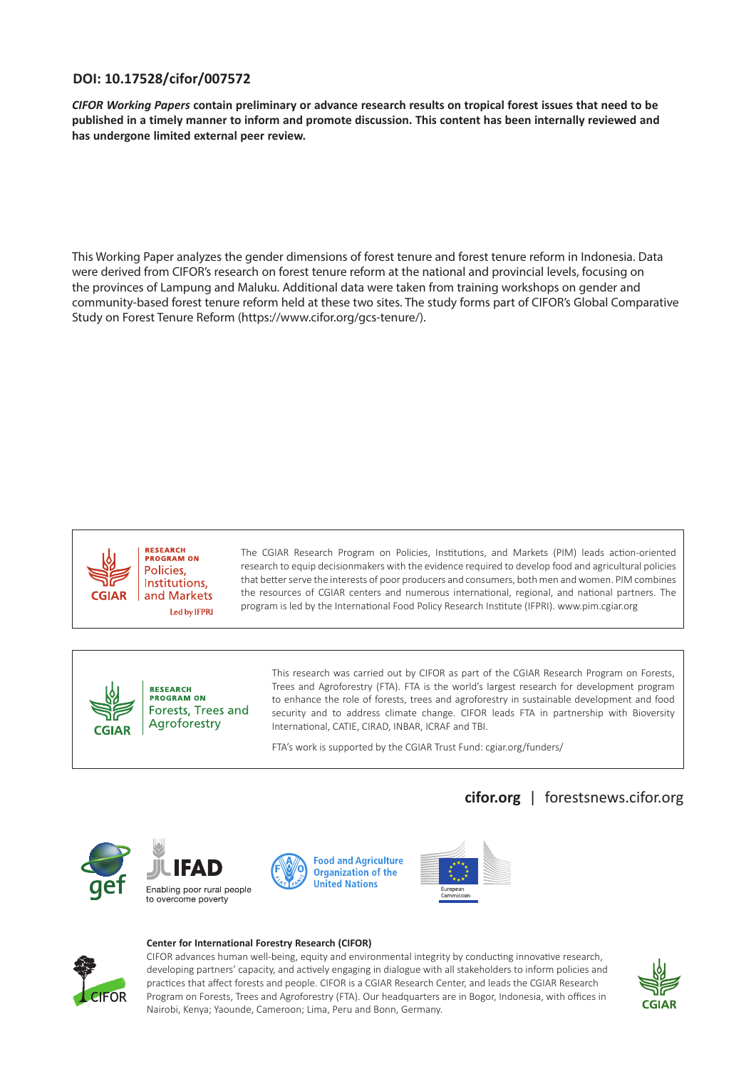**DOI: 10.17528/cifor/007572**

***CIFOR Working Papers*** **contain preliminary or advance research results on tropical forest issues that need to be published in a timely manner to inform and promote discussion. This content has been internally reviewed and has undergone limited external peer review.**

This Working Paper analyzes the gender dimensions of forest tenure and forest tenure reform in Indonesia. Data were derived from CIFOR's research on forest tenure reform at the national and provincial levels, focusing on the provinces of Lampung and Maluku. Additional data were taken from training workshops on gender and community-based forest tenure reform held at these two sites. The study forms part of CIFOR's Global Comparative Study on Forest Tenure Reform (https://www.cifor.org/gcs-tenure/).

RESEARCH PROGRAM ON
Policies, Institutions, and Markets
Led by IFPRI

The CGIAR Research Program on Policies, Institutions, and Markets (PIM) leads action-oriented research to equip decisionmakers with the evidence required to develop food and agricultural policies that better serve the interests of poor producers and consumers, both men and women. PIM combines the resources of CGIAR centers and numerous international, regional, and national partners. The program is led by the International Food Policy Research Institute (IFPRI). www.pim.cgiar.org

RESEARCH PROGRAM ON
Forests, Trees and Agroforestry

This research was carried out by CIFOR as part of the CGIAR Research Program on Forests, Trees and Agroforestry (FTA). FTA is the world's largest research for development program to enhance the role of forests, trees and agroforestry in sustainable development and food security and to address climate change. CIFOR leads FTA in partnership with Bioversity International, CATIE, CIRAD, INBAR, ICRAF and TBI.

FTA's work is supported by the CGIAR Trust Fund: cgiar.org/funders/

**cifor.org** | forestsnews.cifor.org

**Center for International Forestry Research (CIFOR)**

CIFOR advances human well-being, equity and environmental integrity by conducting innovative research, developing partners' capacity, and actively engaging in dialogue with all stakeholders to inform policies and practices that affect forests and people. CIFOR is a CGIAR Research Center, and leads the CGIAR Research Program on Forests, Trees and Agroforestry (FTA). Our headquarters are in Bogor, Indonesia, with offices in Nairobi, Kenya; Yaounde, Cameroon; Lima, Peru and Bonn, Germany.